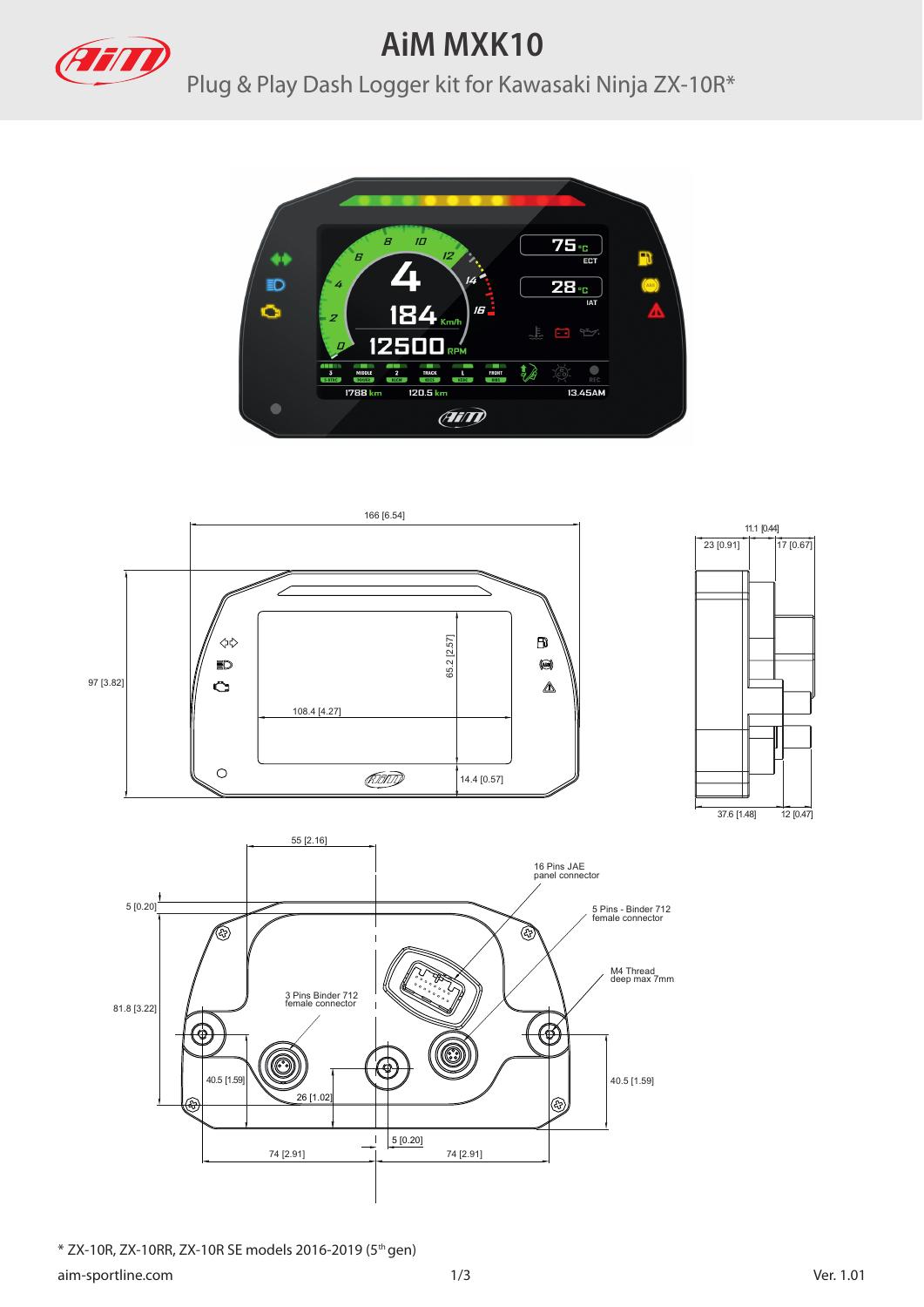# AiM MXK10

## Plug & Play Dash Logger kit for Kawasaki Ninja ZX-10R*

166 [6.54]

97 [3.82]

65.2 [2.57]

108.4 [4.27]

14.4 [0.57]

11.1 [0.44]

23 [0.91]

17 [0.67]

37.6 [1.48]

12 [0.47]

55 [2.16]

5 [0.20]

81.8 [3.22]

16 Pins JAE panel connector

5 Pins - Binder 712 female connector

M4 Thread deep max 7mm

3 Pins Binder 712 female connector

40.5 [1.59]

26 [1.02]

40.5 [1.59]

5 [0.20]

74 [2.91]

74 [2.91]

* ZX-10R, ZX-10RR, ZX-10R SE models 2016-2019 (5th gen)

aim-sportline.com

Ver. 1.01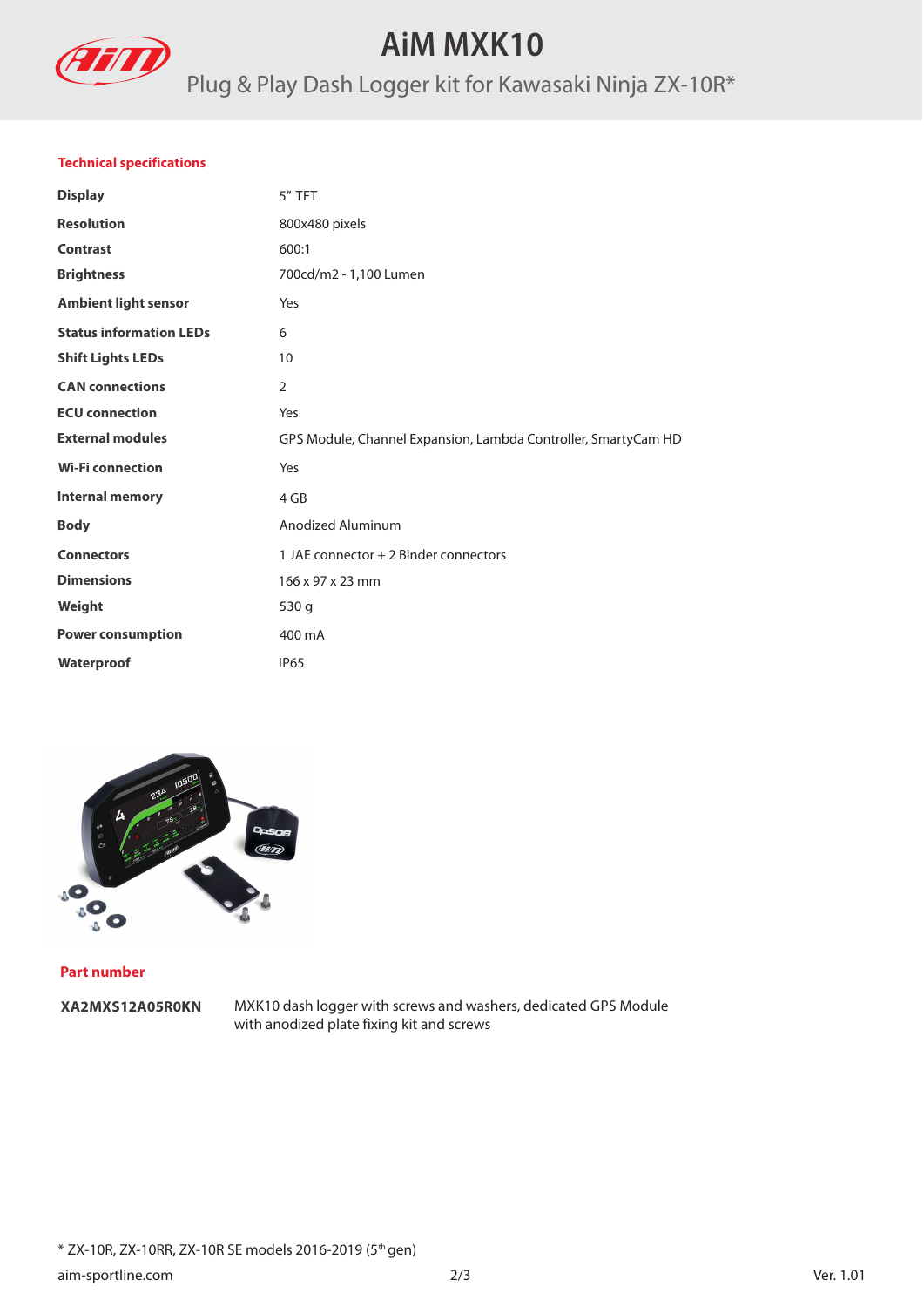# AiM MXK10

Plug & Play Dash Logger kit for Kawasaki Ninja ZX-10R*

## Technical specifications

| | |
|---|---|
| **Display** | 5" TFT |
| **Resolution** | 800x480 pixels |
| **Contrast** | 600:1 |
| **Brightness** | 700cd/m2 - 1,100 Lumen |
| **Ambient light sensor** | Yes |
| **Status information LEDs** | 6 |
| **Shift Lights LEDs** | 10 |
| **CAN connections** | 2 |
| **ECU connection** | Yes |
| **External modules** | GPS Module, Channel Expansion, Lambda Controller, SmartyCam HD |
| **Wi-Fi connection** | Yes |
| **Internal memory** | 4 GB |
| **Body** | Anodized Aluminum |
| **Connectors** | 1 JAE connector + 2 Binder connectors |
| **Dimensions** | 166 x 97 x 23 mm |
| **Weight** | 530 g |
| **Power consumption** | 400 mA |
| **Waterproof** | IP65 |

## Part number

| | |
|---|---|
| **XA2MXS12A05R0KN** | MXK10 dash logger with screws and washers, dedicated GPS Module with anodized plate fixing kit and screws |

* ZX-10R, ZX-10RR, ZX-10R SE models 2016-2019 (5th gen)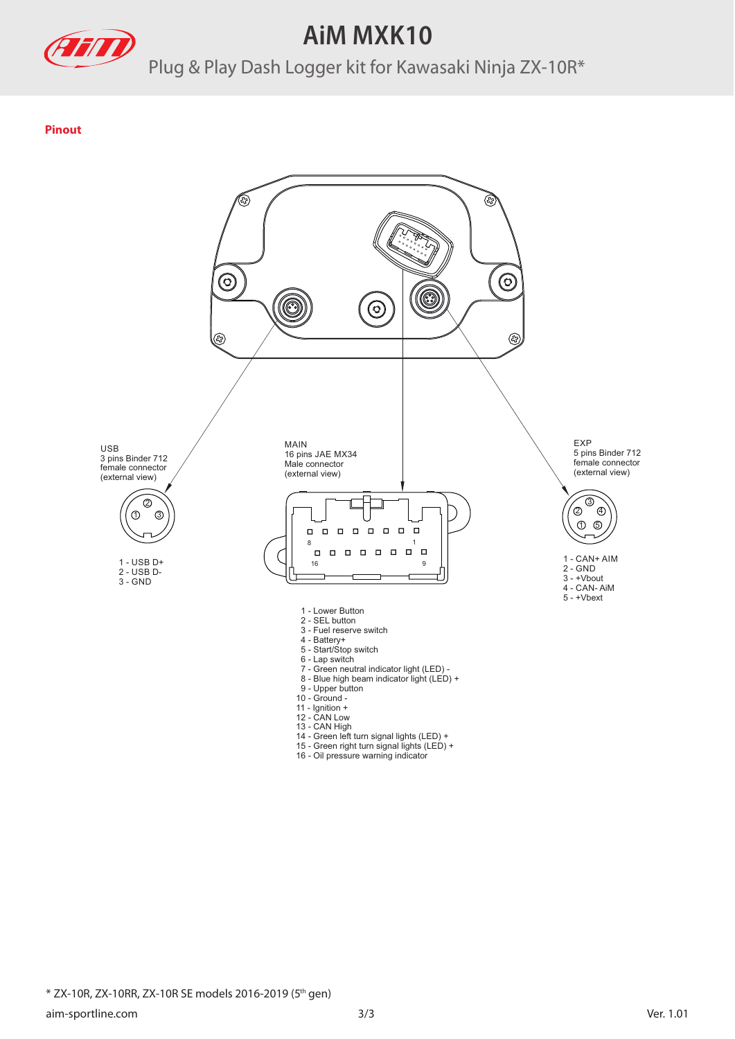# AiM MXK10

Plug & Play Dash Logger kit for Kawasaki Ninja ZX-10R*

## Pinout

USB
3 pins Binder 712
female connector
(external view)

1 - USB D+
2 - USB D-
3 - GND

MAIN
16 pins JAE MX34
Male connector
(external view)

1 - Lower Button
2 - SEL button
3 - Fuel reserve switch
4 - Battery+
5 - Start/Stop switch
6 - Lap switch
7 - Green neutral indicator light (LED) -
8 - Blue high beam indicator light (LED) +
9 - Upper button
10 - Ground -
11 - Ignition +
12 - CAN Low
13 - CAN High
14 - Green left turn signal lights (LED) +
15 - Green right turn signal lights (LED) +
16 - Oil pressure warning indicator

EXP
5 pins Binder 712
female connector
(external view)

1 - CAN+ AIM
2 - GND
3 - +Vbout
4 - CAN- AiM
5 - +Vbext

\* ZX-10R, ZX-10RR, ZX-10R SE models 2016-2019 (5th gen)

aim-sportline.com

Ver. 1.01